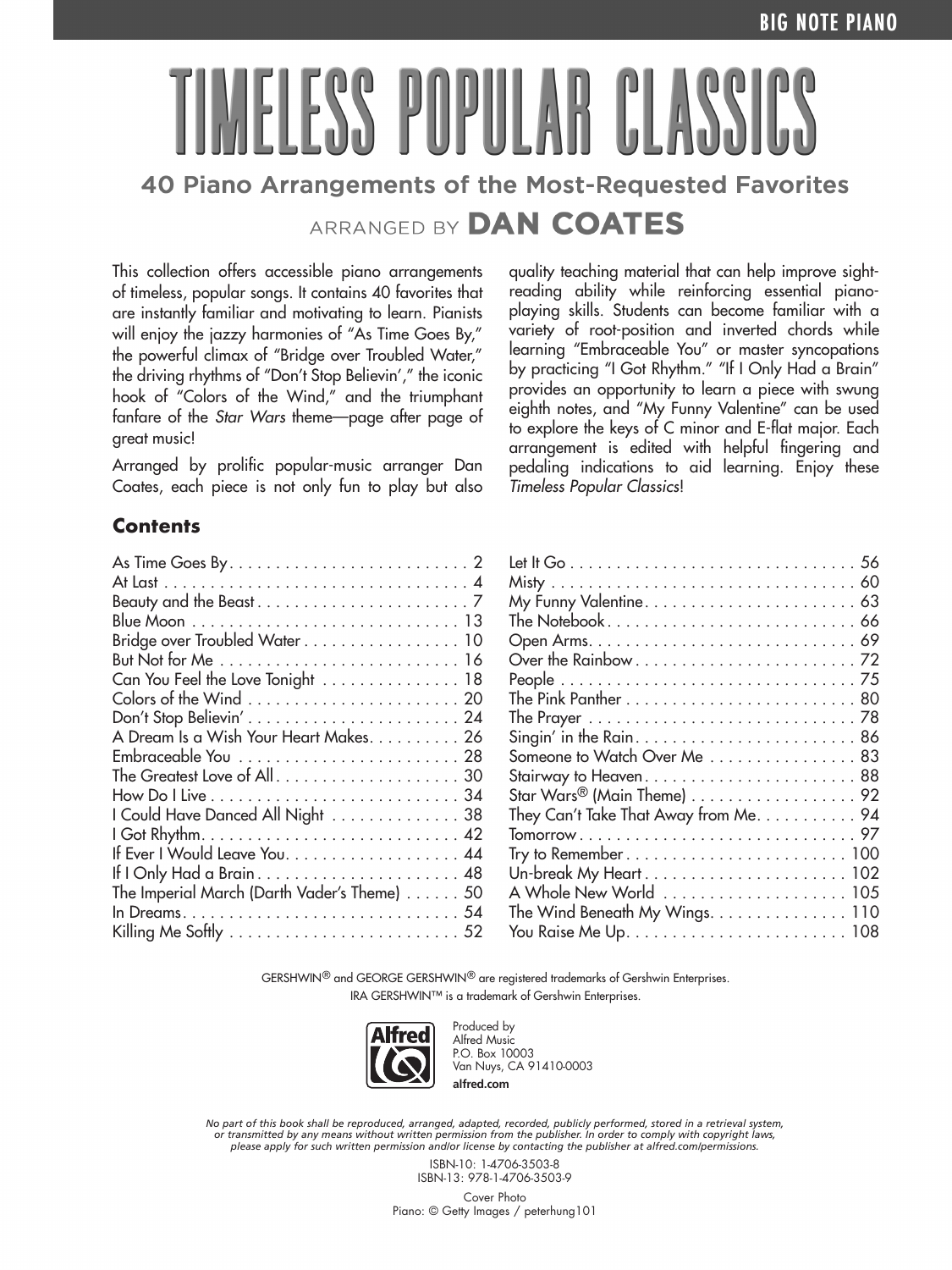BIG NOTE PIANO

# TIMELESS POPULAR CLASSICS

## 40 Piano Arrangements of the Most-Requested Favorites

ARRANGED BY **DAN COATES**

This collection offers accessible piano arrangements of timeless, popular songs. It contains 40 favorites that are instantly familiar and motivating to learn. Pianists will enjoy the jazzy harmonies of "As Time Goes By," the powerful climax of "Bridge over Troubled Water," the driving rhythms of "Don't Stop Believin'," the iconic hook of "Colors of the Wind," and the triumphant fanfare of the *Star Wars* theme—page after page of great music!

Arranged by prolific popular-music arranger Dan Coates, each piece is not only fun to play but also quality teaching material that can help improve sight-reading ability while reinforcing essential piano-playing skills. Students can become familiar with a variety of root-position and inverted chords while learning "Embraceable You" or master syncopations by practicing "I Got Rhythm." "If I Only Had a Brain" provides an opportunity to learn a piece with swung eighth notes, and "My Funny Valentine" can be used to explore the keys of C minor and E-flat major. Each arrangement is edited with helpful fingering and pedaling indications to aid learning. Enjoy these *Timeless Popular Classics*!

### Contents

| Title | Page |
| --- | --- |
| As Time Goes By | 2 |
| At Last | 4 |
| Beauty and the Beast | 7 |
| Blue Moon | 13 |
| Bridge over Troubled Water | 10 |
| But Not for Me | 16 |
| Can You Feel the Love Tonight | 18 |
| Colors of the Wind | 20 |
| Don't Stop Believin' | 24 |
| A Dream Is a Wish Your Heart Makes | 26 |
| Embraceable You | 28 |
| The Greatest Love of All | 30 |
| How Do I Live | 34 |
| I Could Have Danced All Night | 38 |
| I Got Rhythm | 42 |
| If Ever I Would Leave You | 44 |
| If I Only Had a Brain | 48 |
| The Imperial March (Darth Vader's Theme) | 50 |
| In Dreams | 54 |
| Killing Me Softly | 52 |
| Let It Go | 56 |
| Misty | 60 |
| My Funny Valentine | 63 |
| The Notebook | 66 |
| Open Arms | 69 |
| Over the Rainbow | 72 |
| People | 75 |
| The Pink Panther | 80 |
| The Prayer | 78 |
| Singin' in the Rain | 86 |
| Someone to Watch Over Me | 83 |
| Stairway to Heaven | 88 |
| Star Wars® (Main Theme) | 92 |
| They Can't Take That Away from Me | 94 |
| Tomorrow | 97 |
| Try to Remember | 100 |
| Un-break My Heart | 102 |
| A Whole New World | 105 |
| The Wind Beneath My Wings | 110 |
| You Raise Me Up | 108 |

GERSHWIN® and GEORGE GERSHWIN® are registered trademarks of Gershwin Enterprises.
IRA GERSHWIN™ is a trademark of Gershwin Enterprises.

Produced by
Alfred Music
P.O. Box 10003
Van Nuys, CA 91410-0003
**alfred.com**

*No part of this book shall be reproduced, arranged, adapted, recorded, publicly performed, stored in a retrieval system, or transmitted by any means without written permission from the publisher. In order to comply with copyright laws, please apply for such written permission and/or license by contacting the publisher at alfred.com/permissions.*

ISBN-10: 1-4706-3503-8
ISBN-13: 978-1-4706-3503-9

Cover Photo
Piano: © Getty Images / peterhung101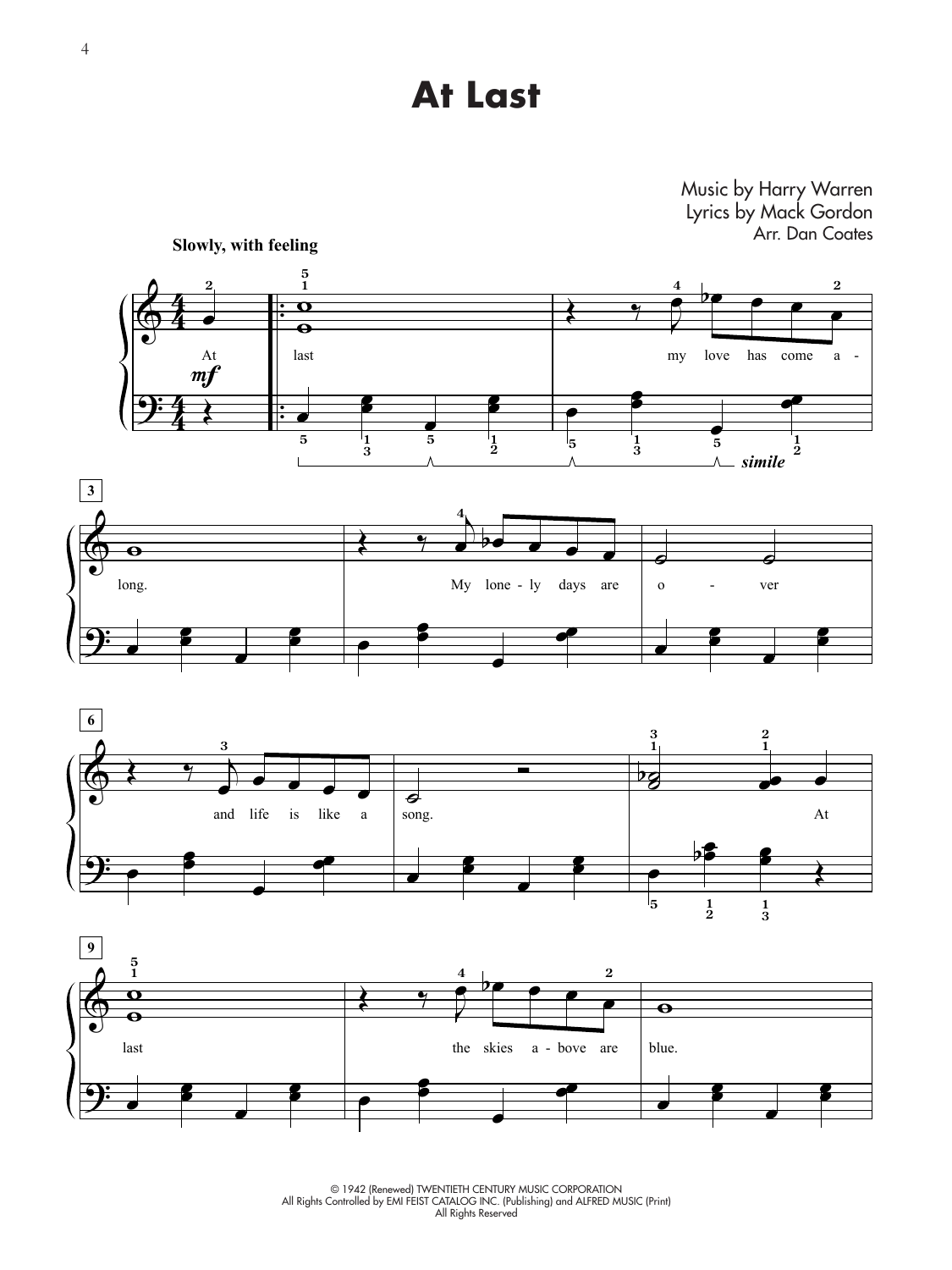# At Last

Music by Harry Warren
Lyrics by Mack Gordon
Arr. Dan Coates

**Slowly, with feeling**

© 1942 (Renewed) TWENTIETH CENTURY MUSIC CORPORATION
All Rights Controlled by EMI FEIST CATALOG INC. (Publishing) and ALFRED MUSIC (Print)
All Rights Reserved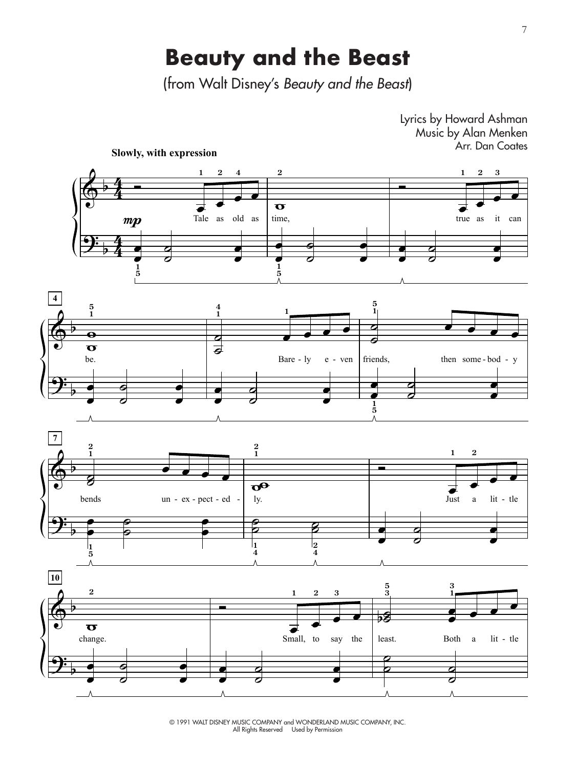# Beauty and the Beast

(from Walt Disney's *Beauty and the Beast*)

Lyrics by Howard Ashman
Music by Alan Menken
Arr. Dan Coates

© 1991 WALT DISNEY MUSIC COMPANY and WONDERLAND MUSIC COMPANY, INC.
All Rights Reserved Used by Permission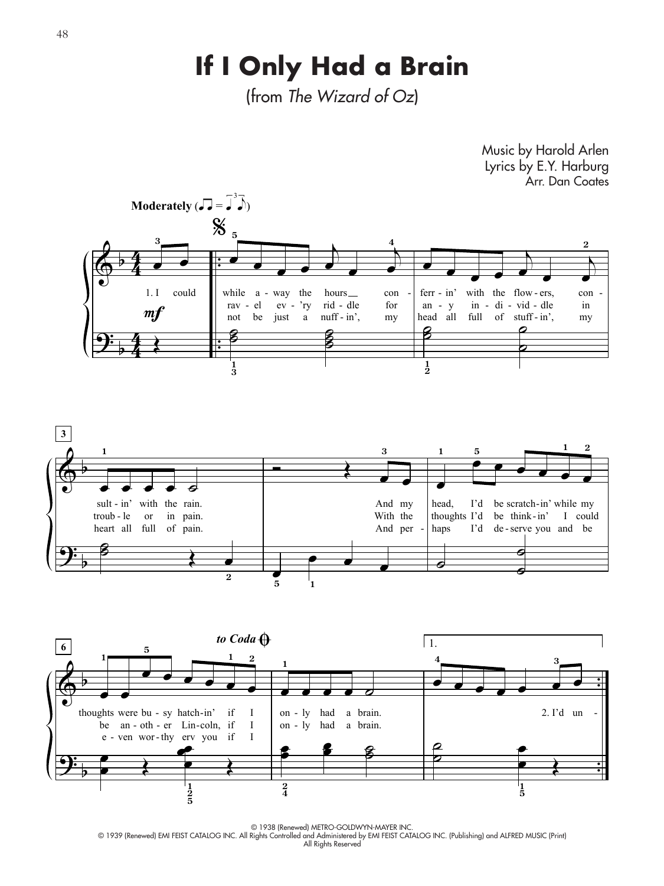# If I Only Had a Brain

(from *The Wizard of Oz*)

Music by Harold Arlen
Lyrics by E.Y. Harburg
Arr. Dan Coates

Moderately

1. I could while a-way the hours con-ferr-in' with the flow-ers, con-sult-in' with the rain. And my head, I'd be scratch-in' while my thoughts were bu-sy hatch-in' if I on-ly had a brain. 2. I'd un-

ravel ev-'ry rid-dle for an-y in-di-vid-dle in troub-le or in pain. With the thoughts I'd be think-in' I could be an-oth-er Lin-coln, if I on-ly had a brain.

not be just a nuff-in', my head all full of stuff-in', my heart all full of pain. And per-haps I'd de-serve you and be e-ven wor-thy erv you if I

© 1938 (Renewed) METRO-GOLDWYN-MAYER INC.
© 1939 (Renewed) EMI FEIST CATALOG INC. All Rights Controlled and Administered by EMI FEIST CATALOG INC. (Publishing) and ALFRED MUSIC (Print)
All Rights Reserved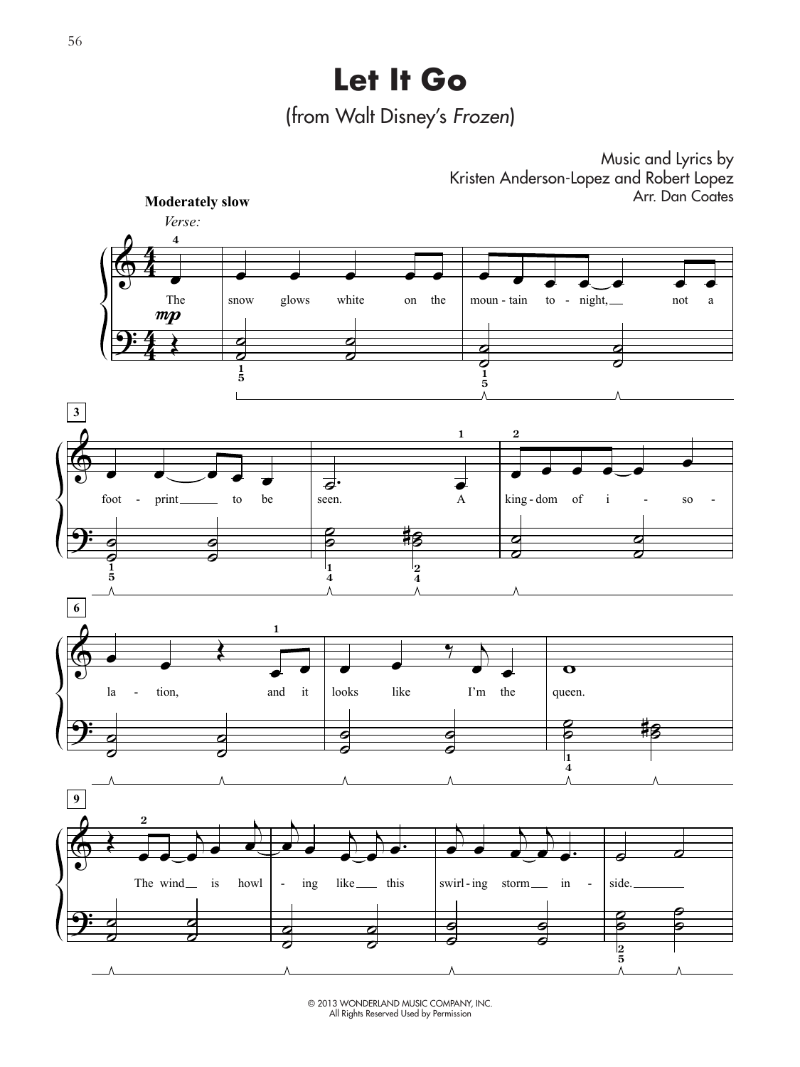# Let It Go

(from Walt Disney's *Frozen*)

Music and Lyrics by
Kristen Anderson-Lopez and Robert Lopez
Arr. Dan Coates

**Moderately slow**

*Verse:*

The snow glows white on the moun - tain to - night, not a foot - print to be seen. A king - dom of i - so - la - tion, and it looks like I'm the queen.

The wind is howl - ing like this swirl - ing storm in - side.

© 2013 WONDERLAND MUSIC COMPANY, INC.
All Rights Reserved Used by Permission